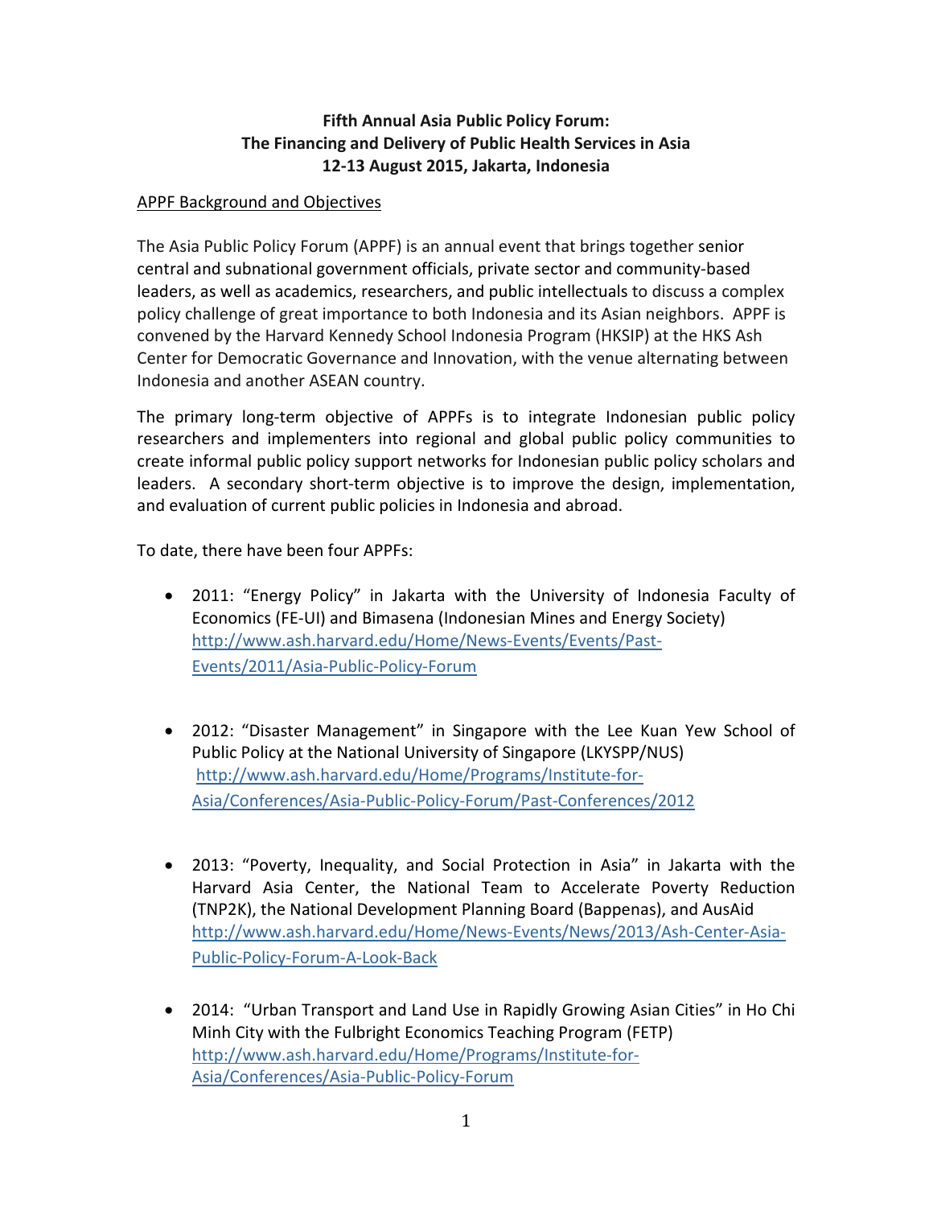**Fifth Annual Asia Public Policy Forum:**
**The Financing and Delivery of Public Health Services in Asia**
**12-13 August 2015, Jakarta, Indonesia**

APPF Background and Objectives

The Asia Public Policy Forum (APPF) is an annual event that brings together senior central and subnational government officials, private sector and community-based leaders, as well as academics, researchers, and public intellectuals to discuss a complex policy challenge of great importance to both Indonesia and its Asian neighbors. APPF is convened by the Harvard Kennedy School Indonesia Program (HKSIP) at the HKS Ash Center for Democratic Governance and Innovation, with the venue alternating between Indonesia and another ASEAN country.

The primary long-term objective of APPFs is to integrate Indonesian public policy researchers and implementers into regional and global public policy communities to create informal public policy support networks for Indonesian public policy scholars and leaders. A secondary short-term objective is to improve the design, implementation, and evaluation of current public policies in Indonesia and abroad.

To date, there have been four APPFs:

- 2011: "Energy Policy" in Jakarta with the University of Indonesia Faculty of Economics (FE-UI) and Bimasena (Indonesian Mines and Energy Society) http://www.ash.harvard.edu/Home/News-Events/Events/Past-Events/2011/Asia-Public-Policy-Forum

- 2012: "Disaster Management" in Singapore with the Lee Kuan Yew School of Public Policy at the National University of Singapore (LKYSPP/NUS) http://www.ash.harvard.edu/Home/Programs/Institute-for-Asia/Conferences/Asia-Public-Policy-Forum/Past-Conferences/2012

- 2013: "Poverty, Inequality, and Social Protection in Asia" in Jakarta with the Harvard Asia Center, the National Team to Accelerate Poverty Reduction (TNP2K), the National Development Planning Board (Bappenas), and AusAid http://www.ash.harvard.edu/Home/News-Events/News/2013/Ash-Center-Asia-Public-Policy-Forum-A-Look-Back

- 2014: "Urban Transport and Land Use in Rapidly Growing Asian Cities" in Ho Chi Minh City with the Fulbright Economics Teaching Program (FETP) http://www.ash.harvard.edu/Home/Programs/Institute-for-Asia/Conferences/Asia-Public-Policy-Forum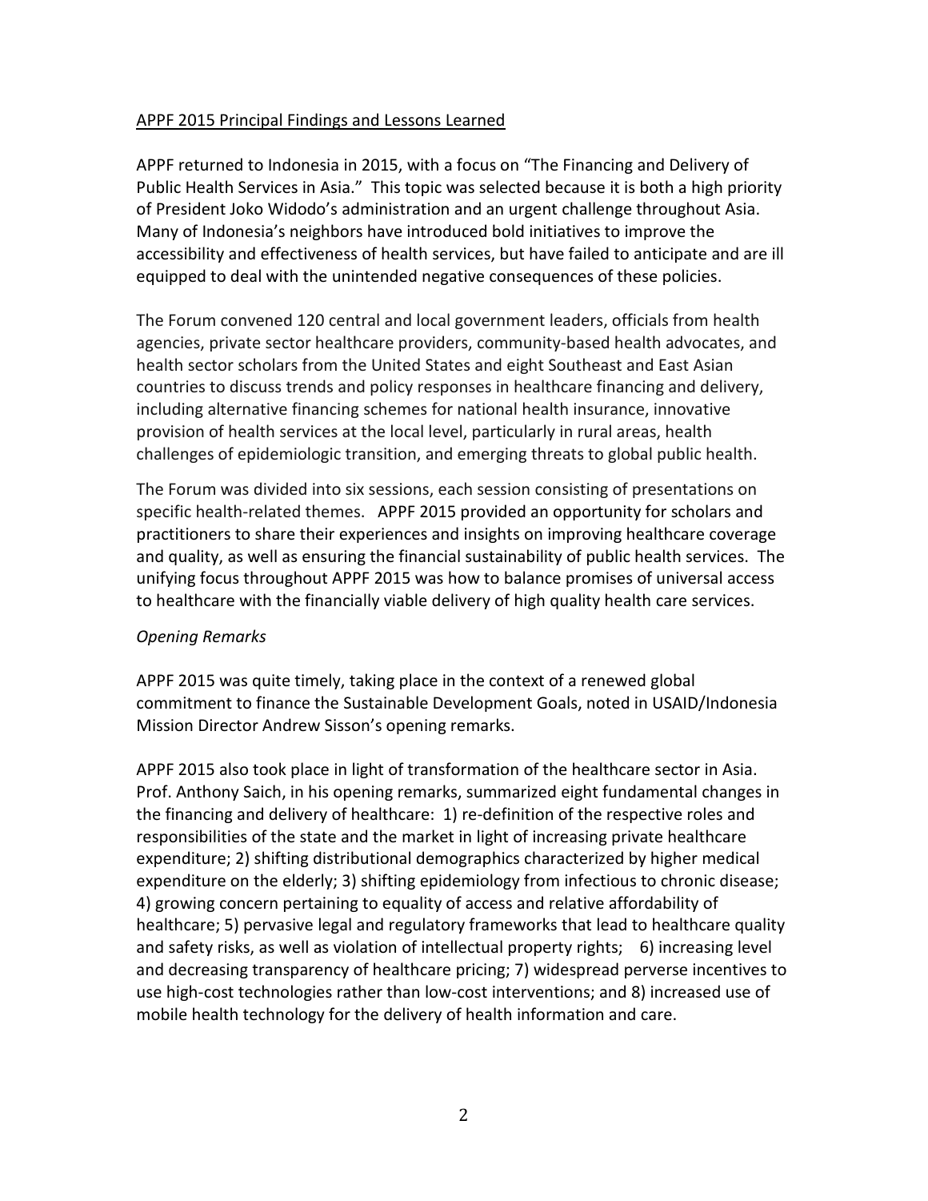APPF 2015 Principal Findings and Lessons Learned

APPF returned to Indonesia in 2015, with a focus on "The Financing and Delivery of Public Health Services in Asia." This topic was selected because it is both a high priority of President Joko Widodo's administration and an urgent challenge throughout Asia. Many of Indonesia's neighbors have introduced bold initiatives to improve the accessibility and effectiveness of health services, but have failed to anticipate and are ill equipped to deal with the unintended negative consequences of these policies.

The Forum convened 120 central and local government leaders, officials from health agencies, private sector healthcare providers, community-based health advocates, and health sector scholars from the United States and eight Southeast and East Asian countries to discuss trends and policy responses in healthcare financing and delivery, including alternative financing schemes for national health insurance, innovative provision of health services at the local level, particularly in rural areas, health challenges of epidemiologic transition, and emerging threats to global public health.

The Forum was divided into six sessions, each session consisting of presentations on specific health-related themes. APPF 2015 provided an opportunity for scholars and practitioners to share their experiences and insights on improving healthcare coverage and quality, as well as ensuring the financial sustainability of public health services. The unifying focus throughout APPF 2015 was how to balance promises of universal access to healthcare with the financially viable delivery of high quality health care services.

*Opening Remarks*

APPF 2015 was quite timely, taking place in the context of a renewed global commitment to finance the Sustainable Development Goals, noted in USAID/Indonesia Mission Director Andrew Sisson's opening remarks.

APPF 2015 also took place in light of transformation of the healthcare sector in Asia. Prof. Anthony Saich, in his opening remarks, summarized eight fundamental changes in the financing and delivery of healthcare: 1) re-definition of the respective roles and responsibilities of the state and the market in light of increasing private healthcare expenditure; 2) shifting distributional demographics characterized by higher medical expenditure on the elderly; 3) shifting epidemiology from infectious to chronic disease; 4) growing concern pertaining to equality of access and relative affordability of healthcare; 5) pervasive legal and regulatory frameworks that lead to healthcare quality and safety risks, as well as violation of intellectual property rights; 6) increasing level and decreasing transparency of healthcare pricing; 7) widespread perverse incentives to use high-cost technologies rather than low-cost interventions; and 8) increased use of mobile health technology for the delivery of health information and care.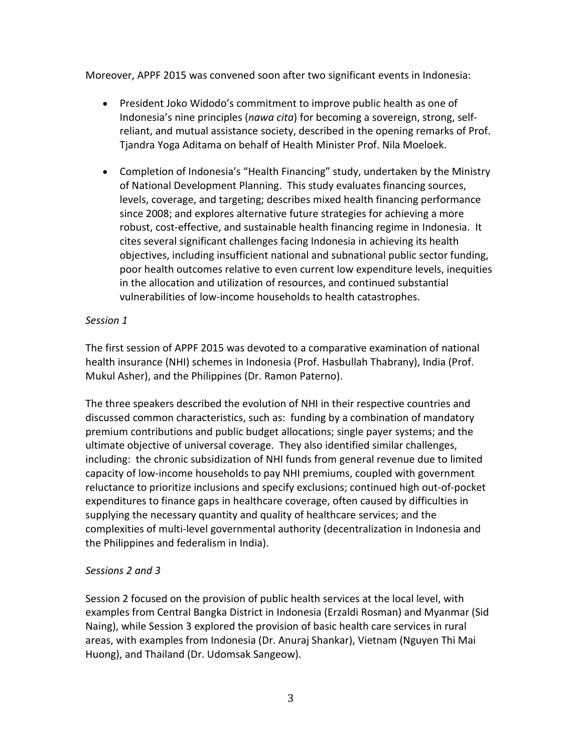Moreover, APPF 2015 was convened soon after two significant events in Indonesia:

- President Joko Widodo's commitment to improve public health as one of Indonesia's nine principles (*nawa cita*) for becoming a sovereign, strong, self-reliant, and mutual assistance society, described in the opening remarks of Prof. Tjandra Yoga Aditama on behalf of Health Minister Prof. Nila Moeloek.

- Completion of Indonesia's "Health Financing" study, undertaken by the Ministry of National Development Planning. This study evaluates financing sources, levels, coverage, and targeting; describes mixed health financing performance since 2008; and explores alternative future strategies for achieving a more robust, cost-effective, and sustainable health financing regime in Indonesia. It cites several significant challenges facing Indonesia in achieving its health objectives, including insufficient national and subnational public sector funding, poor health outcomes relative to even current low expenditure levels, inequities in the allocation and utilization of resources, and continued substantial vulnerabilities of low-income households to health catastrophes.

*Session 1*

The first session of APPF 2015 was devoted to a comparative examination of national health insurance (NHI) schemes in Indonesia (Prof. Hasbullah Thabrany), India (Prof. Mukul Asher), and the Philippines (Dr. Ramon Paterno).

The three speakers described the evolution of NHI in their respective countries and discussed common characteristics, such as: funding by a combination of mandatory premium contributions and public budget allocations; single payer systems; and the ultimate objective of universal coverage. They also identified similar challenges, including: the chronic subsidization of NHI funds from general revenue due to limited capacity of low-income households to pay NHI premiums, coupled with government reluctance to prioritize inclusions and specify exclusions; continued high out-of-pocket expenditures to finance gaps in healthcare coverage, often caused by difficulties in supplying the necessary quantity and quality of healthcare services; and the complexities of multi-level governmental authority (decentralization in Indonesia and the Philippines and federalism in India).

*Sessions 2 and 3*

Session 2 focused on the provision of public health services at the local level, with examples from Central Bangka District in Indonesia (Erzaldi Rosman) and Myanmar (Sid Naing), while Session 3 explored the provision of basic health care services in rural areas, with examples from Indonesia (Dr. Anuraj Shankar), Vietnam (Nguyen Thi Mai Huong), and Thailand (Dr. Udomsak Sangeow).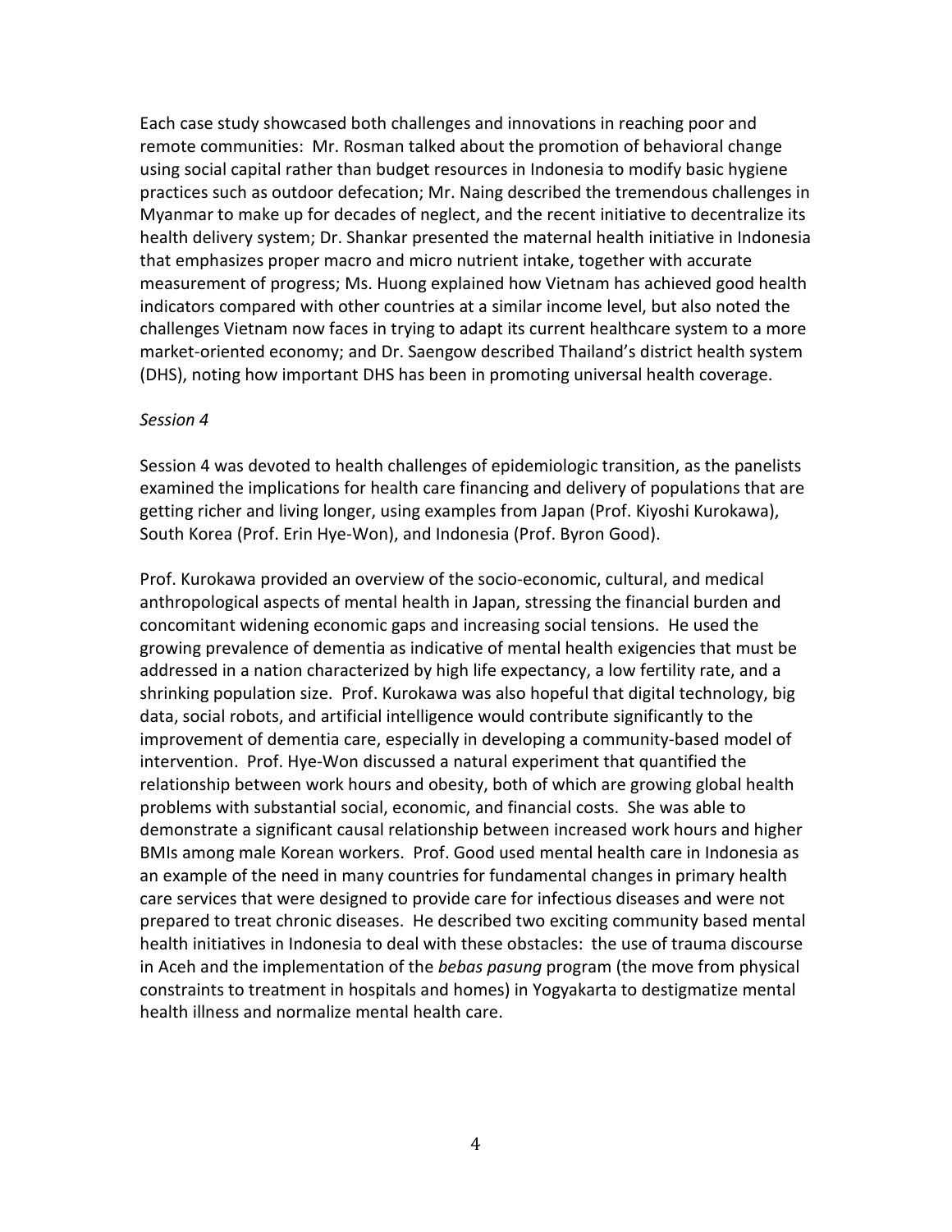Each case study showcased both challenges and innovations in reaching poor and remote communities: Mr. Rosman talked about the promotion of behavioral change using social capital rather than budget resources in Indonesia to modify basic hygiene practices such as outdoor defecation; Mr. Naing described the tremendous challenges in Myanmar to make up for decades of neglect, and the recent initiative to decentralize its health delivery system; Dr. Shankar presented the maternal health initiative in Indonesia that emphasizes proper macro and micro nutrient intake, together with accurate measurement of progress; Ms. Huong explained how Vietnam has achieved good health indicators compared with other countries at a similar income level, but also noted the challenges Vietnam now faces in trying to adapt its current healthcare system to a more market-oriented economy; and Dr. Saengow described Thailand's district health system (DHS), noting how important DHS has been in promoting universal health coverage.

*Session 4*

Session 4 was devoted to health challenges of epidemiologic transition, as the panelists examined the implications for health care financing and delivery of populations that are getting richer and living longer, using examples from Japan (Prof. Kiyoshi Kurokawa), South Korea (Prof. Erin Hye-Won), and Indonesia (Prof. Byron Good).

Prof. Kurokawa provided an overview of the socio-economic, cultural, and medical anthropological aspects of mental health in Japan, stressing the financial burden and concomitant widening economic gaps and increasing social tensions. He used the growing prevalence of dementia as indicative of mental health exigencies that must be addressed in a nation characterized by high life expectancy, a low fertility rate, and a shrinking population size. Prof. Kurokawa was also hopeful that digital technology, big data, social robots, and artificial intelligence would contribute significantly to the improvement of dementia care, especially in developing a community-based model of intervention. Prof. Hye-Won discussed a natural experiment that quantified the relationship between work hours and obesity, both of which are growing global health problems with substantial social, economic, and financial costs. She was able to demonstrate a significant causal relationship between increased work hours and higher BMIs among male Korean workers. Prof. Good used mental health care in Indonesia as an example of the need in many countries for fundamental changes in primary health care services that were designed to provide care for infectious diseases and were not prepared to treat chronic diseases. He described two exciting community based mental health initiatives in Indonesia to deal with these obstacles: the use of trauma discourse in Aceh and the implementation of the *bebas pasung* program (the move from physical constraints to treatment in hospitals and homes) in Yogyakarta to destigmatize mental health illness and normalize mental health care.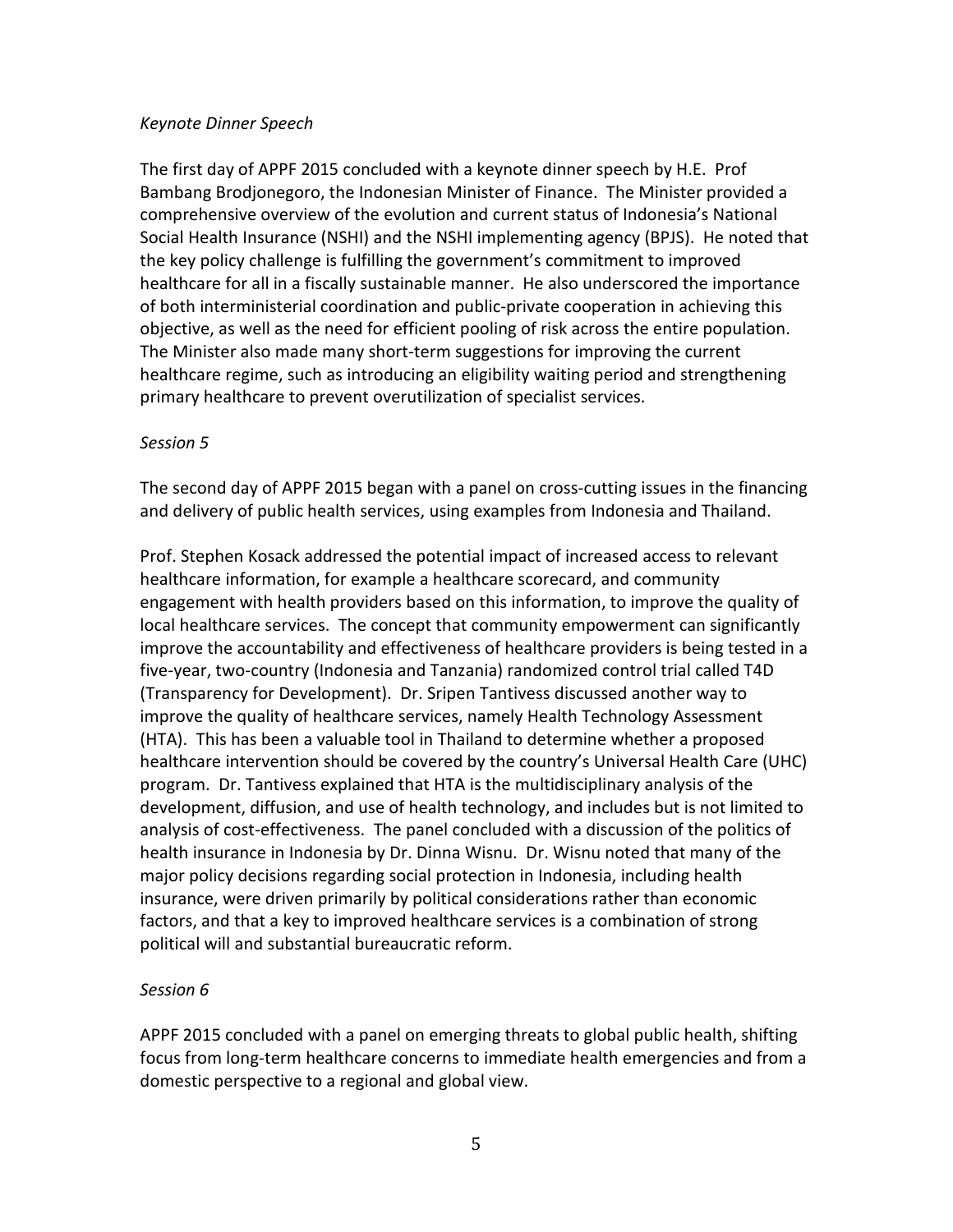*Keynote Dinner Speech*

The first day of APPF 2015 concluded with a keynote dinner speech by H.E. Prof Bambang Brodjonegoro, the Indonesian Minister of Finance. The Minister provided a comprehensive overview of the evolution and current status of Indonesia's National Social Health Insurance (NSHI) and the NSHI implementing agency (BPJS). He noted that the key policy challenge is fulfilling the government's commitment to improved healthcare for all in a fiscally sustainable manner. He also underscored the importance of both interministerial coordination and public-private cooperation in achieving this objective, as well as the need for efficient pooling of risk across the entire population. The Minister also made many short-term suggestions for improving the current healthcare regime, such as introducing an eligibility waiting period and strengthening primary healthcare to prevent overutilization of specialist services.

*Session 5*

The second day of APPF 2015 began with a panel on cross-cutting issues in the financing and delivery of public health services, using examples from Indonesia and Thailand.

Prof. Stephen Kosack addressed the potential impact of increased access to relevant healthcare information, for example a healthcare scorecard, and community engagement with health providers based on this information, to improve the quality of local healthcare services. The concept that community empowerment can significantly improve the accountability and effectiveness of healthcare providers is being tested in a five-year, two-country (Indonesia and Tanzania) randomized control trial called T4D (Transparency for Development). Dr. Sripen Tantivess discussed another way to improve the quality of healthcare services, namely Health Technology Assessment (HTA). This has been a valuable tool in Thailand to determine whether a proposed healthcare intervention should be covered by the country's Universal Health Care (UHC) program. Dr. Tantivess explained that HTA is the multidisciplinary analysis of the development, diffusion, and use of health technology, and includes but is not limited to analysis of cost-effectiveness. The panel concluded with a discussion of the politics of health insurance in Indonesia by Dr. Dinna Wisnu. Dr. Wisnu noted that many of the major policy decisions regarding social protection in Indonesia, including health insurance, were driven primarily by political considerations rather than economic factors, and that a key to improved healthcare services is a combination of strong political will and substantial bureaucratic reform.

*Session 6*

APPF 2015 concluded with a panel on emerging threats to global public health, shifting focus from long-term healthcare concerns to immediate health emergencies and from a domestic perspective to a regional and global view.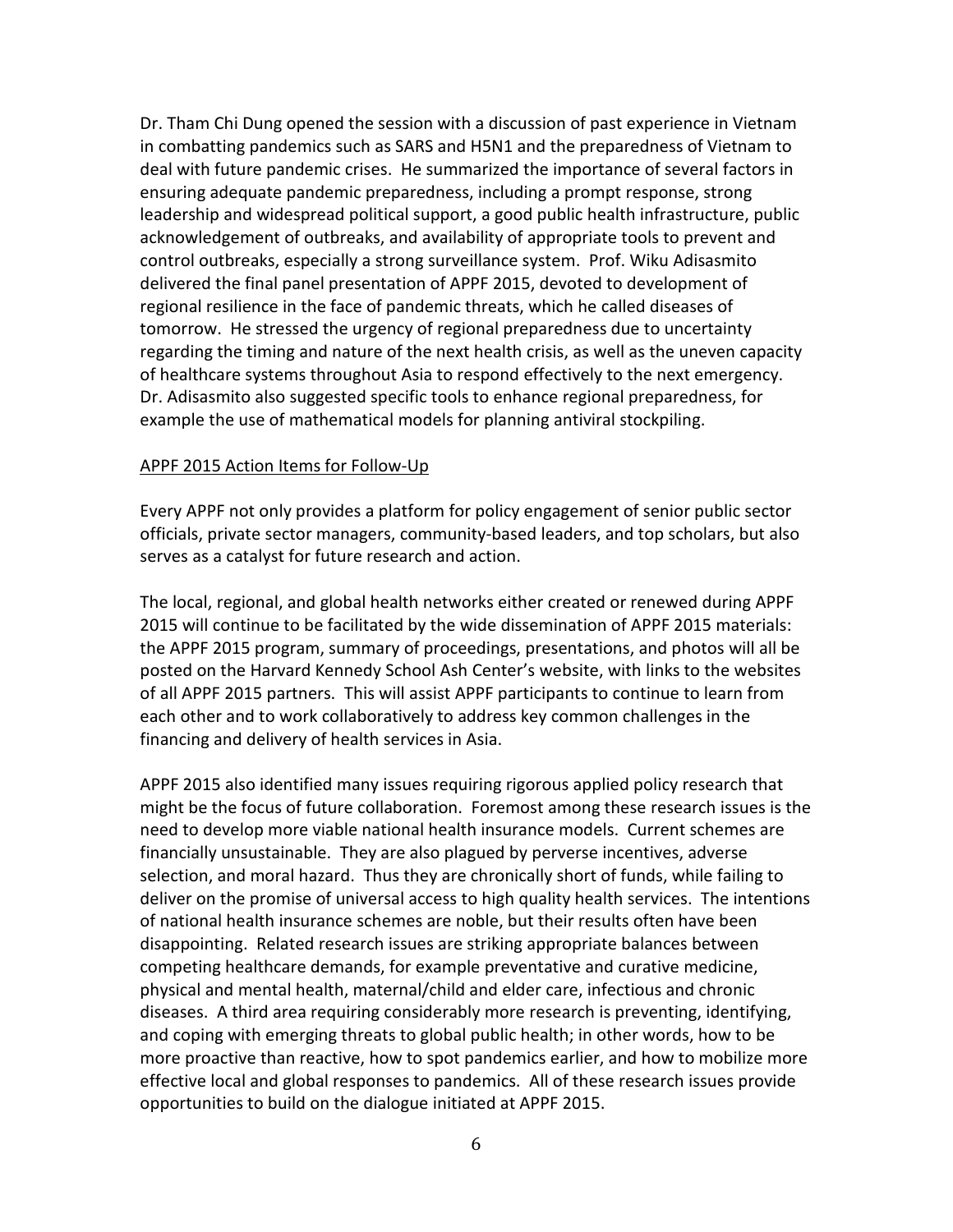Dr. Tham Chi Dung opened the session with a discussion of past experience in Vietnam in combatting pandemics such as SARS and H5N1 and the preparedness of Vietnam to deal with future pandemic crises. He summarized the importance of several factors in ensuring adequate pandemic preparedness, including a prompt response, strong leadership and widespread political support, a good public health infrastructure, public acknowledgement of outbreaks, and availability of appropriate tools to prevent and control outbreaks, especially a strong surveillance system. Prof. Wiku Adisasmito delivered the final panel presentation of APPF 2015, devoted to development of regional resilience in the face of pandemic threats, which he called diseases of tomorrow. He stressed the urgency of regional preparedness due to uncertainty regarding the timing and nature of the next health crisis, as well as the uneven capacity of healthcare systems throughout Asia to respond effectively to the next emergency. Dr. Adisasmito also suggested specific tools to enhance regional preparedness, for example the use of mathematical models for planning antiviral stockpiling.

## APPF 2015 Action Items for Follow-Up

Every APPF not only provides a platform for policy engagement of senior public sector officials, private sector managers, community-based leaders, and top scholars, but also serves as a catalyst for future research and action.

The local, regional, and global health networks either created or renewed during APPF 2015 will continue to be facilitated by the wide dissemination of APPF 2015 materials: the APPF 2015 program, summary of proceedings, presentations, and photos will all be posted on the Harvard Kennedy School Ash Center's website, with links to the websites of all APPF 2015 partners. This will assist APPF participants to continue to learn from each other and to work collaboratively to address key common challenges in the financing and delivery of health services in Asia.

APPF 2015 also identified many issues requiring rigorous applied policy research that might be the focus of future collaboration. Foremost among these research issues is the need to develop more viable national health insurance models. Current schemes are financially unsustainable. They are also plagued by perverse incentives, adverse selection, and moral hazard. Thus they are chronically short of funds, while failing to deliver on the promise of universal access to high quality health services. The intentions of national health insurance schemes are noble, but their results often have been disappointing. Related research issues are striking appropriate balances between competing healthcare demands, for example preventative and curative medicine, physical and mental health, maternal/child and elder care, infectious and chronic diseases. A third area requiring considerably more research is preventing, identifying, and coping with emerging threats to global public health; in other words, how to be more proactive than reactive, how to spot pandemics earlier, and how to mobilize more effective local and global responses to pandemics. All of these research issues provide opportunities to build on the dialogue initiated at APPF 2015.